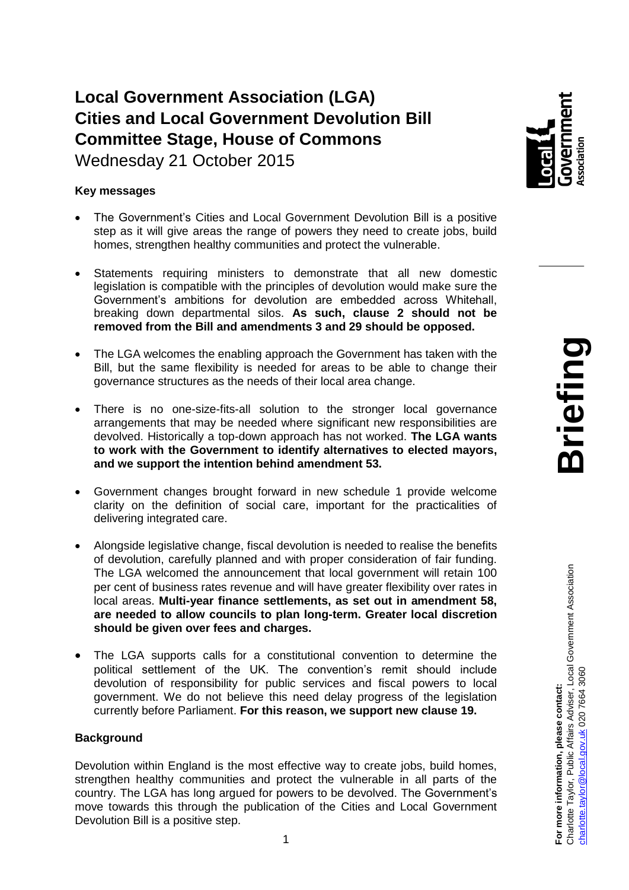# Local Government Association (LGA) Cities and Local Government Devolution Bill Committee Stage, House of Commons

Wednesday 21 October 2015

**Briefing**

**Key messages**

- The Government's Cities and Local Government Devolution Bill is a positive step as it will give areas the range of powers they need to create jobs, build homes, strengthen healthy communities and protect the vulnerable.
- Statements requiring ministers to demonstrate that all new domestic legislation is compatible with the principles of devolution would make sure the Government's ambitions for devolution are embedded across Whitehall, breaking down departmental silos. **As such, clause 2 should not be removed from the Bill and amendments 3 and 29 should be opposed.**
- The LGA welcomes the enabling approach the Government has taken with the Bill, but the same flexibility is needed for areas to be able to change their governance structures as the needs of their local area change.
- There is no one-size-fits-all solution to the stronger local governance arrangements that may be needed where significant new responsibilities are devolved. Historically a top-down approach has not worked. **The LGA wants to work with the Government to identify alternatives to elected mayors, and we support the intention behind amendment 53.**
- Government changes brought forward in new schedule 1 provide welcome clarity on the definition of social care, important for the practicalities of delivering integrated care.
- Alongside legislative change, fiscal devolution is needed to realise the benefits of devolution, carefully planned and with proper consideration of fair funding. The LGA welcomed the announcement that local government will retain 100 per cent of business rates revenue and will have greater flexibility over rates in local areas. **Multi-year finance settlements, as set out in amendment 58, are needed to allow councils to plan long-term. Greater local discretion should be given over fees and charges.**
- The LGA supports calls for a constitutional convention to determine the political settlement of the UK. The convention's remit should include devolution of responsibility for public services and fiscal powers to local government. We do not believe this need delay progress of the legislation currently before Parliament. **For this reason, we support new clause 19.**

**Background**

Devolution within England is the most effective way to create jobs, build homes, strengthen healthy communities and protect the vulnerable in all parts of the country. The LGA has long argued for powers to be devolved. The Government's move towards this through the publication of the Cities and Local Government Devolution Bill is a positive step.

**For more information, please contact:**
Charlotte Taylor, Public Affairs Adviser, Local Government Association
charlotte.taylor@local.gov.uk 020 7664 3060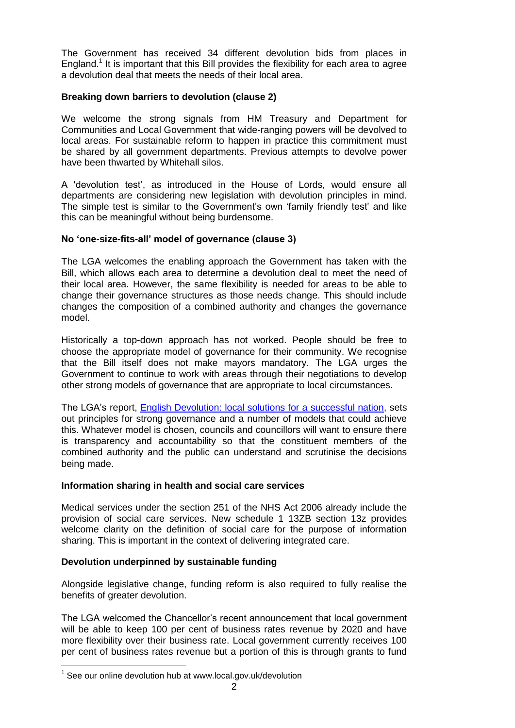The Government has received 34 different devolution bids from places in England.[1] It is important that this Bill provides the flexibility for each area to agree a devolution deal that meets the needs of their local area.

**Breaking down barriers to devolution (clause 2)**

We welcome the strong signals from HM Treasury and Department for Communities and Local Government that wide-ranging powers will be devolved to local areas. For sustainable reform to happen in practice this commitment must be shared by all government departments. Previous attempts to devolve power have been thwarted by Whitehall silos.

A 'devolution test', as introduced in the House of Lords, would ensure all departments are considering new legislation with devolution principles in mind. The simple test is similar to the Government's own 'family friendly test' and like this can be meaningful without being burdensome.

**No 'one-size-fits-all' model of governance (clause 3)**

The LGA welcomes the enabling approach the Government has taken with the Bill, which allows each area to determine a devolution deal to meet the need of their local area. However, the same flexibility is needed for areas to be able to change their governance structures as those needs change. This should include changes the composition of a combined authority and changes the governance model.

Historically a top-down approach has not worked. People should be free to choose the appropriate model of governance for their community. We recognise that the Bill itself does not make mayors mandatory. The LGA urges the Government to continue to work with areas through their negotiations to develop other strong models of governance that are appropriate to local circumstances.

The LGA's report, [English Devolution: local solutions for a successful nation], sets out principles for strong governance and a number of models that could achieve this. Whatever model is chosen, councils and councillors will want to ensure there is transparency and accountability so that the constituent members of the combined authority and the public can understand and scrutinise the decisions being made.

**Information sharing in health and social care services**

Medical services under the section 251 of the NHS Act 2006 already include the provision of social care services. New schedule 1 13ZB section 13z provides welcome clarity on the definition of social care for the purpose of information sharing. This is important in the context of delivering integrated care.

**Devolution underpinned by sustainable funding**

Alongside legislative change, funding reform is also required to fully realise the benefits of greater devolution.

The LGA welcomed the Chancellor's recent announcement that local government will be able to keep 100 per cent of business rates revenue by 2020 and have more flexibility over their business rate. Local government currently receives 100 per cent of business rates revenue but a portion of this is through grants to fund

[1] See our online devolution hub at www.local.gov.uk/devolution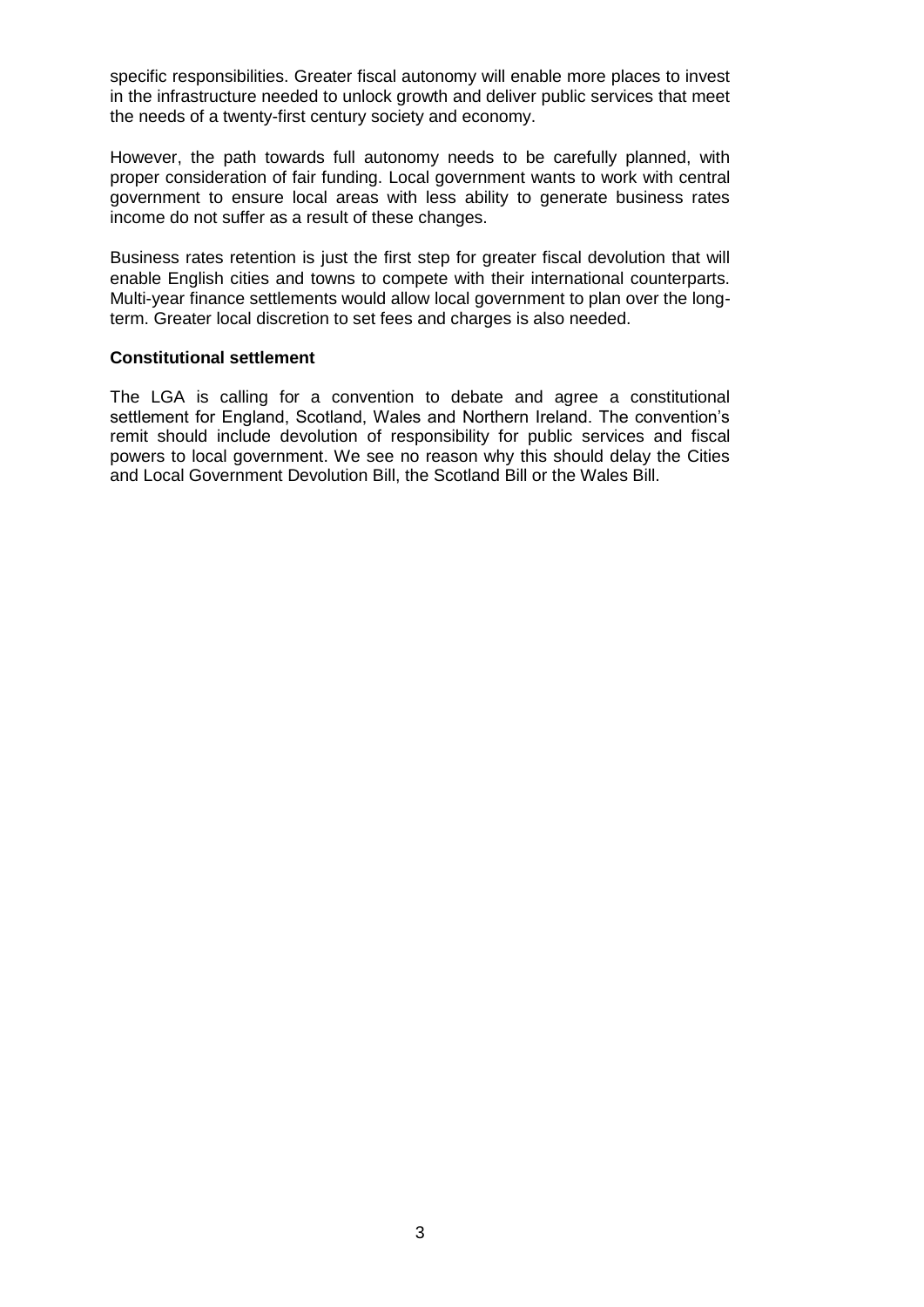specific responsibilities. Greater fiscal autonomy will enable more places to invest in the infrastructure needed to unlock growth and deliver public services that meet the needs of a twenty-first century society and economy.

However, the path towards full autonomy needs to be carefully planned, with proper consideration of fair funding. Local government wants to work with central government to ensure local areas with less ability to generate business rates income do not suffer as a result of these changes.

Business rates retention is just the first step for greater fiscal devolution that will enable English cities and towns to compete with their international counterparts. Multi-year finance settlements would allow local government to plan over the long-term. Greater local discretion to set fees and charges is also needed.

**Constitutional settlement**

The LGA is calling for a convention to debate and agree a constitutional settlement for England, Scotland, Wales and Northern Ireland. The convention's remit should include devolution of responsibility for public services and fiscal powers to local government. We see no reason why this should delay the Cities and Local Government Devolution Bill, the Scotland Bill or the Wales Bill.